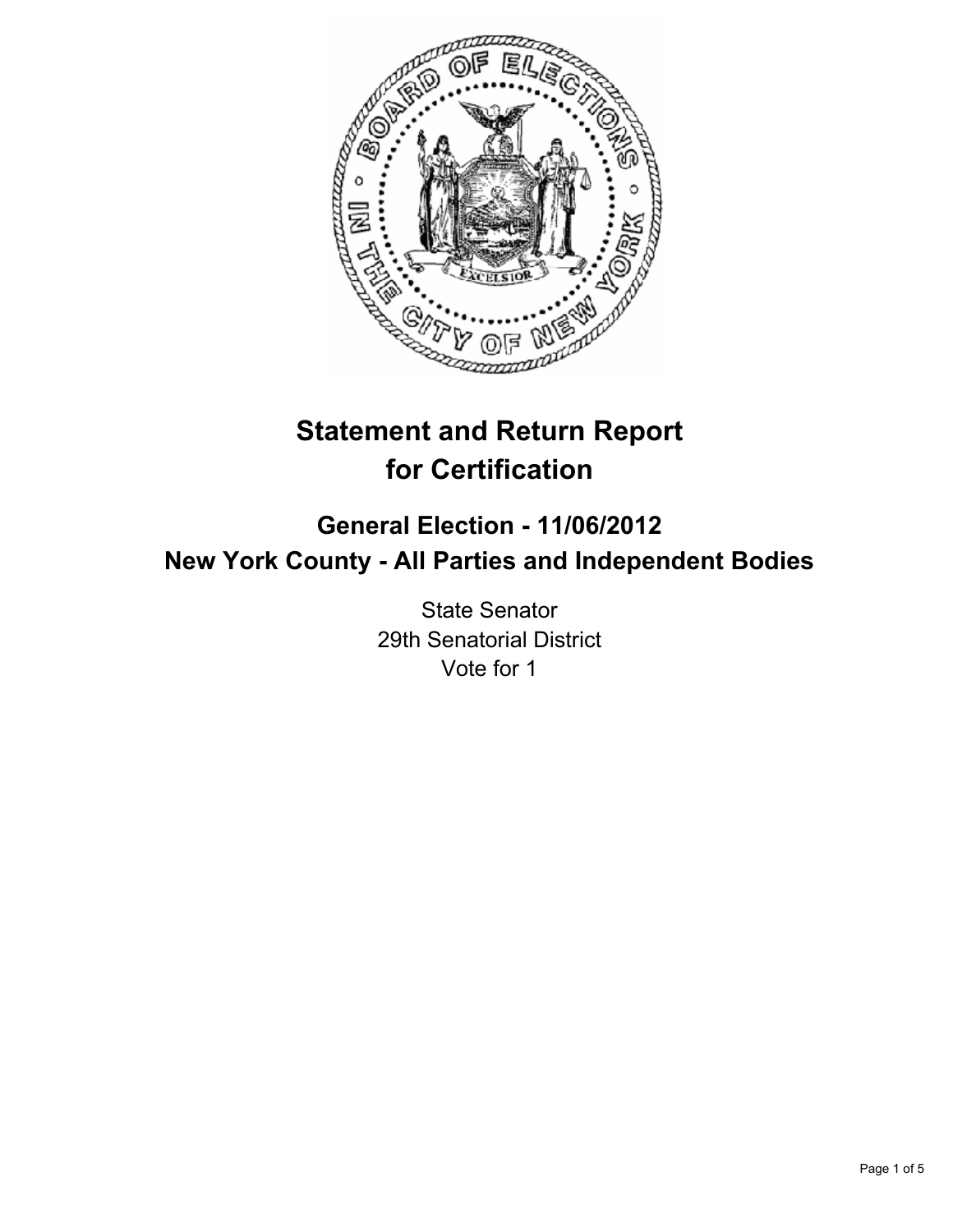# Statement and Return Report for Certification

## General Election - 11/06/2012
## New York County - All Parties and Independent Bodies

State Senator
29th Senatorial District
Vote for 1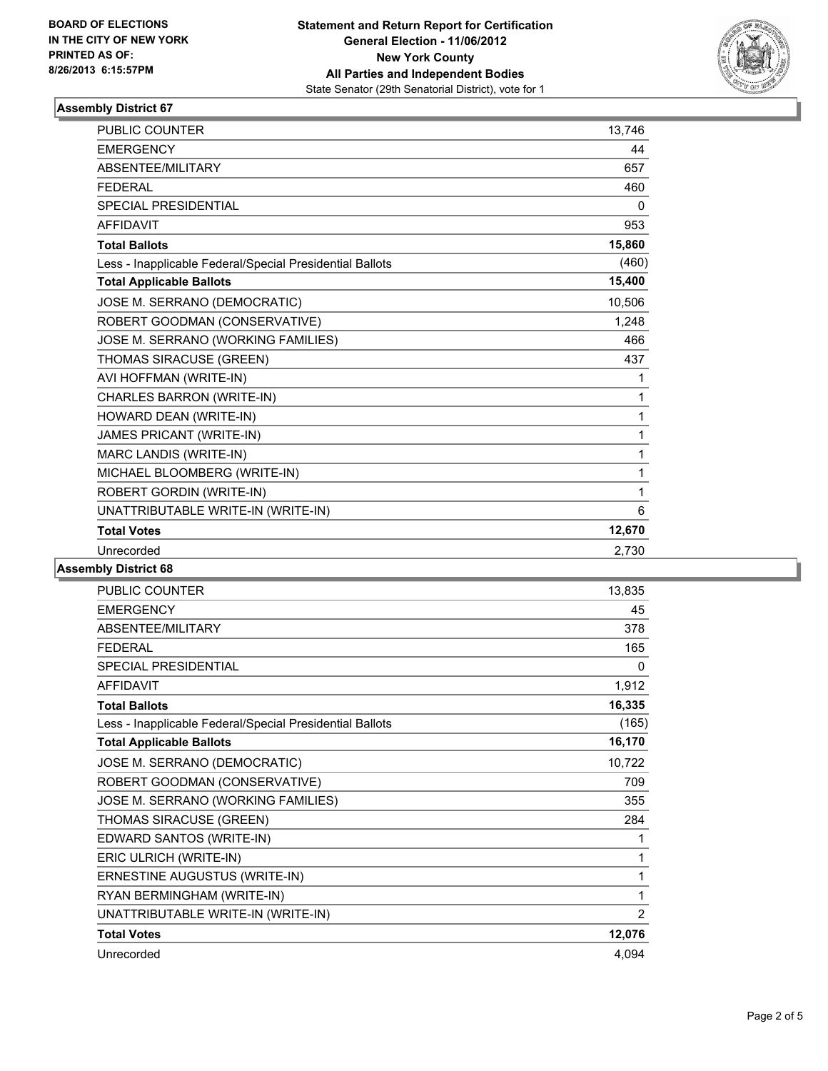**BOARD OF ELECTIONS IN THE CITY OF NEW YORK PRINTED AS OF: 8/26/2013 6:15:57PM**

**Statement and Return Report for Certification**
**General Election - 11/06/2012**
**New York County**
**All Parties and Independent Bodies**
State Senator (29th Senatorial District), vote for 1

## Assembly District 67

| | |
|---|---|
| PUBLIC COUNTER | 13,746 |
| EMERGENCY | 44 |
| ABSENTEE/MILITARY | 657 |
| FEDERAL | 460 |
| SPECIAL PRESIDENTIAL | 0 |
| AFFIDAVIT | 953 |
| **Total Ballots** | **15,860** |
| Less - Inapplicable Federal/Special Presidential Ballots | (460) |
| **Total Applicable Ballots** | **15,400** |
| JOSE M. SERRANO (DEMOCRATIC) | 10,506 |
| ROBERT GOODMAN (CONSERVATIVE) | 1,248 |
| JOSE M. SERRANO (WORKING FAMILIES) | 466 |
| THOMAS SIRACUSE (GREEN) | 437 |
| AVI HOFFMAN (WRITE-IN) | 1 |
| CHARLES BARRON (WRITE-IN) | 1 |
| HOWARD DEAN (WRITE-IN) | 1 |
| JAMES PRICANT (WRITE-IN) | 1 |
| MARC LANDIS (WRITE-IN) | 1 |
| MICHAEL BLOOMBERG (WRITE-IN) | 1 |
| ROBERT GORDIN (WRITE-IN) | 1 |
| UNATTRIBUTABLE WRITE-IN (WRITE-IN) | 6 |
| **Total Votes** | **12,670** |
| Unrecorded | 2,730 |

## Assembly District 68

| | |
|---|---|
| PUBLIC COUNTER | 13,835 |
| EMERGENCY | 45 |
| ABSENTEE/MILITARY | 378 |
| FEDERAL | 165 |
| SPECIAL PRESIDENTIAL | 0 |
| AFFIDAVIT | 1,912 |
| **Total Ballots** | **16,335** |
| Less - Inapplicable Federal/Special Presidential Ballots | (165) |
| **Total Applicable Ballots** | **16,170** |
| JOSE M. SERRANO (DEMOCRATIC) | 10,722 |
| ROBERT GOODMAN (CONSERVATIVE) | 709 |
| JOSE M. SERRANO (WORKING FAMILIES) | 355 |
| THOMAS SIRACUSE (GREEN) | 284 |
| EDWARD SANTOS (WRITE-IN) | 1 |
| ERIC ULRICH (WRITE-IN) | 1 |
| ERNESTINE AUGUSTUS (WRITE-IN) | 1 |
| RYAN BERMINGHAM (WRITE-IN) | 1 |
| UNATTRIBUTABLE WRITE-IN (WRITE-IN) | 2 |
| **Total Votes** | **12,076** |
| Unrecorded | 4,094 |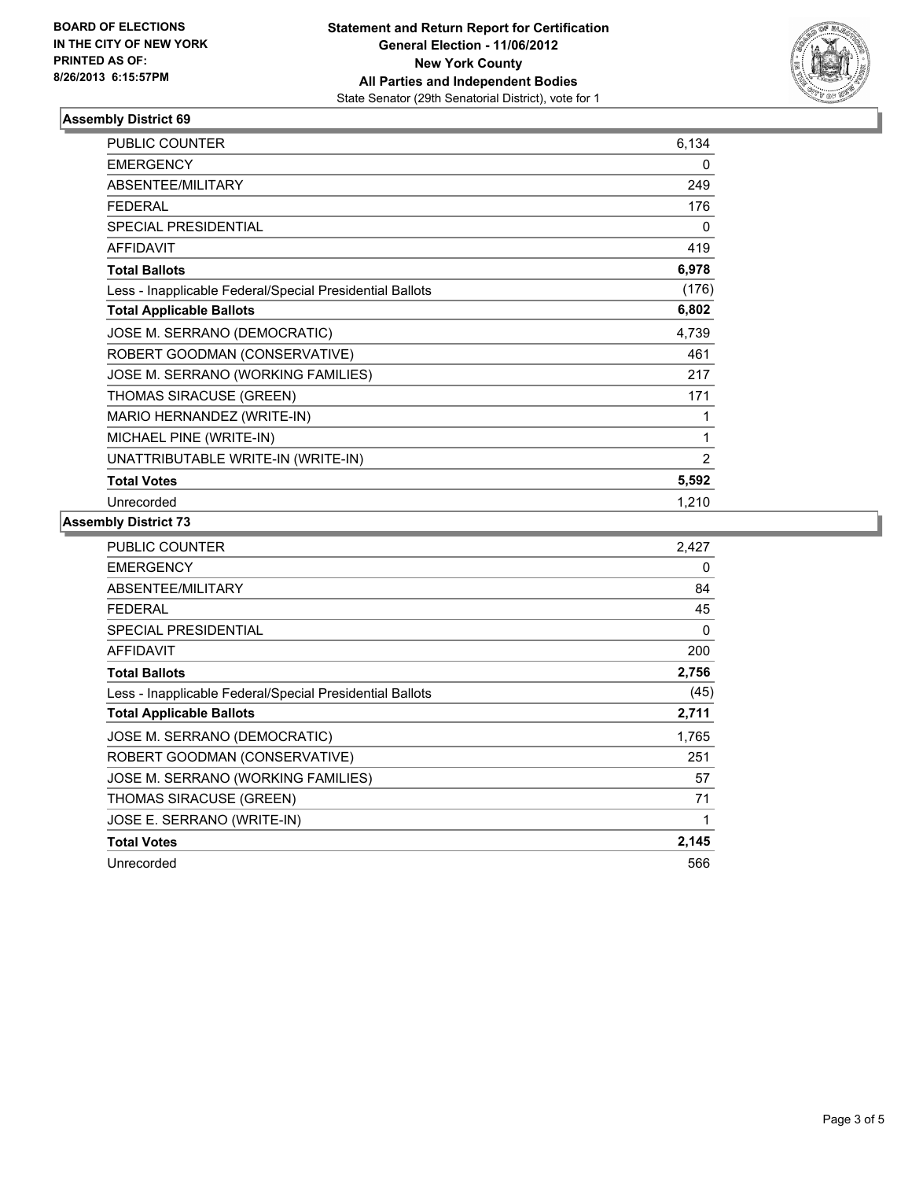**BOARD OF ELECTIONS**
**IN THE CITY OF NEW YORK**
**PRINTED AS OF:**
**8/26/2013 6:15:57PM**

**Statement and Return Report for Certification**
**General Election - 11/06/2012**
**New York County**
**All Parties and Independent Bodies**
State Senator (29th Senatorial District), vote for 1

### Assembly District 69

| | |
|---|---|
| PUBLIC COUNTER | 6,134 |
| EMERGENCY | 0 |
| ABSENTEE/MILITARY | 249 |
| FEDERAL | 176 |
| SPECIAL PRESIDENTIAL | 0 |
| AFFIDAVIT | 419 |
| **Total Ballots** | **6,978** |
| Less - Inapplicable Federal/Special Presidential Ballots | (176) |
| **Total Applicable Ballots** | **6,802** |
| JOSE M. SERRANO (DEMOCRATIC) | 4,739 |
| ROBERT GOODMAN (CONSERVATIVE) | 461 |
| JOSE M. SERRANO (WORKING FAMILIES) | 217 |
| THOMAS SIRACUSE (GREEN) | 171 |
| MARIO HERNANDEZ (WRITE-IN) | 1 |
| MICHAEL PINE (WRITE-IN) | 1 |
| UNATTRIBUTABLE WRITE-IN (WRITE-IN) | 2 |
| **Total Votes** | **5,592** |
| Unrecorded | 1,210 |

### Assembly District 73

| | |
|---|---|
| PUBLIC COUNTER | 2,427 |
| EMERGENCY | 0 |
| ABSENTEE/MILITARY | 84 |
| FEDERAL | 45 |
| SPECIAL PRESIDENTIAL | 0 |
| AFFIDAVIT | 200 |
| **Total Ballots** | **2,756** |
| Less - Inapplicable Federal/Special Presidential Ballots | (45) |
| **Total Applicable Ballots** | **2,711** |
| JOSE M. SERRANO (DEMOCRATIC) | 1,765 |
| ROBERT GOODMAN (CONSERVATIVE) | 251 |
| JOSE M. SERRANO (WORKING FAMILIES) | 57 |
| THOMAS SIRACUSE (GREEN) | 71 |
| JOSE E. SERRANO (WRITE-IN) | 1 |
| **Total Votes** | **2,145** |
| Unrecorded | 566 |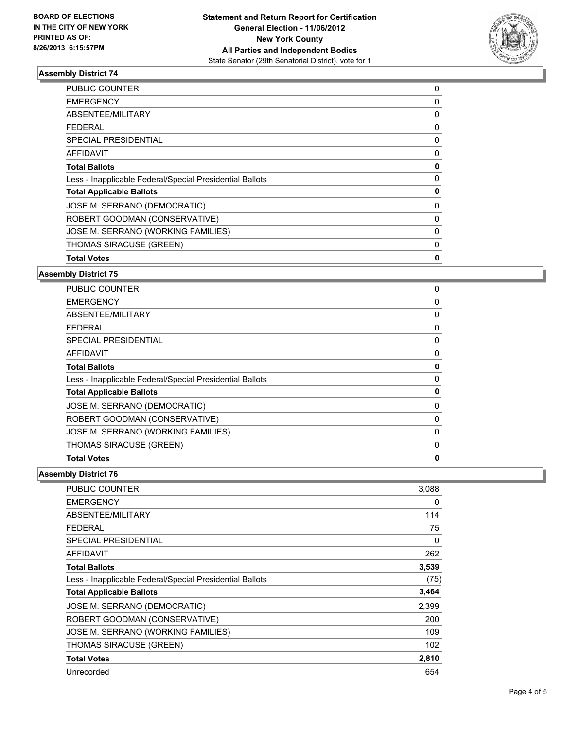**BOARD OF ELECTIONS IN THE CITY OF NEW YORK PRINTED AS OF: 8/26/2013 6:15:57PM**

**Statement and Return Report for Certification General Election - 11/06/2012 New York County All Parties and Independent Bodies**
State Senator (29th Senatorial District), vote for 1

### Assembly District 74

| | |
|---|---|
| PUBLIC COUNTER | 0 |
| EMERGENCY | 0 |
| ABSENTEE/MILITARY | 0 |
| FEDERAL | 0 |
| SPECIAL PRESIDENTIAL | 0 |
| AFFIDAVIT | 0 |
| **Total Ballots** | **0** |
| Less - Inapplicable Federal/Special Presidential Ballots | 0 |
| **Total Applicable Ballots** | **0** |
| JOSE M. SERRANO (DEMOCRATIC) | 0 |
| ROBERT GOODMAN (CONSERVATIVE) | 0 |
| JOSE M. SERRANO (WORKING FAMILIES) | 0 |
| THOMAS SIRACUSE (GREEN) | 0 |
| **Total Votes** | **0** |

### Assembly District 75

| | |
|---|---|
| PUBLIC COUNTER | 0 |
| EMERGENCY | 0 |
| ABSENTEE/MILITARY | 0 |
| FEDERAL | 0 |
| SPECIAL PRESIDENTIAL | 0 |
| AFFIDAVIT | 0 |
| **Total Ballots** | **0** |
| Less - Inapplicable Federal/Special Presidential Ballots | 0 |
| **Total Applicable Ballots** | **0** |
| JOSE M. SERRANO (DEMOCRATIC) | 0 |
| ROBERT GOODMAN (CONSERVATIVE) | 0 |
| JOSE M. SERRANO (WORKING FAMILIES) | 0 |
| THOMAS SIRACUSE (GREEN) | 0 |
| **Total Votes** | **0** |

### Assembly District 76

| | |
|---|---|
| PUBLIC COUNTER | 3,088 |
| EMERGENCY | 0 |
| ABSENTEE/MILITARY | 114 |
| FEDERAL | 75 |
| SPECIAL PRESIDENTIAL | 0 |
| AFFIDAVIT | 262 |
| **Total Ballots** | **3,539** |
| Less - Inapplicable Federal/Special Presidential Ballots | (75) |
| **Total Applicable Ballots** | **3,464** |
| JOSE M. SERRANO (DEMOCRATIC) | 2,399 |
| ROBERT GOODMAN (CONSERVATIVE) | 200 |
| JOSE M. SERRANO (WORKING FAMILIES) | 109 |
| THOMAS SIRACUSE (GREEN) | 102 |
| **Total Votes** | **2,810** |
| Unrecorded | 654 |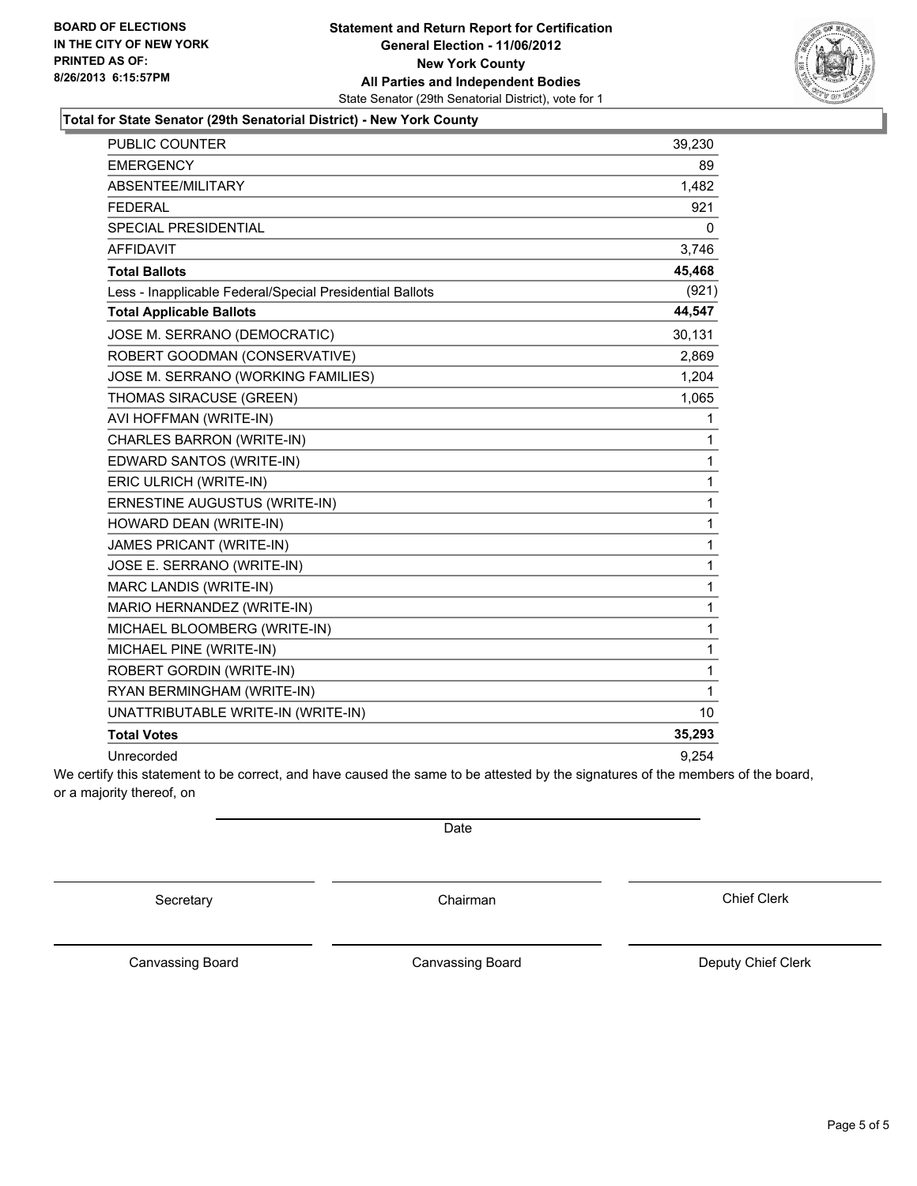**BOARD OF ELECTIONS IN THE CITY OF NEW YORK PRINTED AS OF: 8/26/2013 6:15:57PM**

**Statement and Return Report for Certification General Election - 11/06/2012 New York County All Parties and Independent Bodies**

State Senator (29th Senatorial District), vote for 1

### Total for State Senator (29th Senatorial District) - New York County

| | |
|---|---|
| PUBLIC COUNTER | 39,230 |
| EMERGENCY | 89 |
| ABSENTEE/MILITARY | 1,482 |
| FEDERAL | 921 |
| SPECIAL PRESIDENTIAL | 0 |
| AFFIDAVIT | 3,746 |
| **Total Ballots** | **45,468** |
| Less - Inapplicable Federal/Special Presidential Ballots | (921) |
| **Total Applicable Ballots** | **44,547** |
| JOSE M. SERRANO (DEMOCRATIC) | 30,131 |
| ROBERT GOODMAN (CONSERVATIVE) | 2,869 |
| JOSE M. SERRANO (WORKING FAMILIES) | 1,204 |
| THOMAS SIRACUSE (GREEN) | 1,065 |
| AVI HOFFMAN (WRITE-IN) | 1 |
| CHARLES BARRON (WRITE-IN) | 1 |
| EDWARD SANTOS (WRITE-IN) | 1 |
| ERIC ULRICH (WRITE-IN) | 1 |
| ERNESTINE AUGUSTUS (WRITE-IN) | 1 |
| HOWARD DEAN (WRITE-IN) | 1 |
| JAMES PRICANT (WRITE-IN) | 1 |
| JOSE E. SERRANO (WRITE-IN) | 1 |
| MARC LANDIS (WRITE-IN) | 1 |
| MARIO HERNANDEZ (WRITE-IN) | 1 |
| MICHAEL BLOOMBERG (WRITE-IN) | 1 |
| MICHAEL PINE (WRITE-IN) | 1 |
| ROBERT GORDIN (WRITE-IN) | 1 |
| RYAN BERMINGHAM (WRITE-IN) | 1 |
| UNATTRIBUTABLE WRITE-IN (WRITE-IN) | 10 |
| **Total Votes** | **35,293** |
| Unrecorded | 9,254 |

We certify this statement to be correct, and have caused the same to be attested by the signatures of the members of the board, or a majority thereof, on

Date

Secretary — Chairman — Chief Clerk

Canvassing Board — Canvassing Board — Deputy Chief Clerk